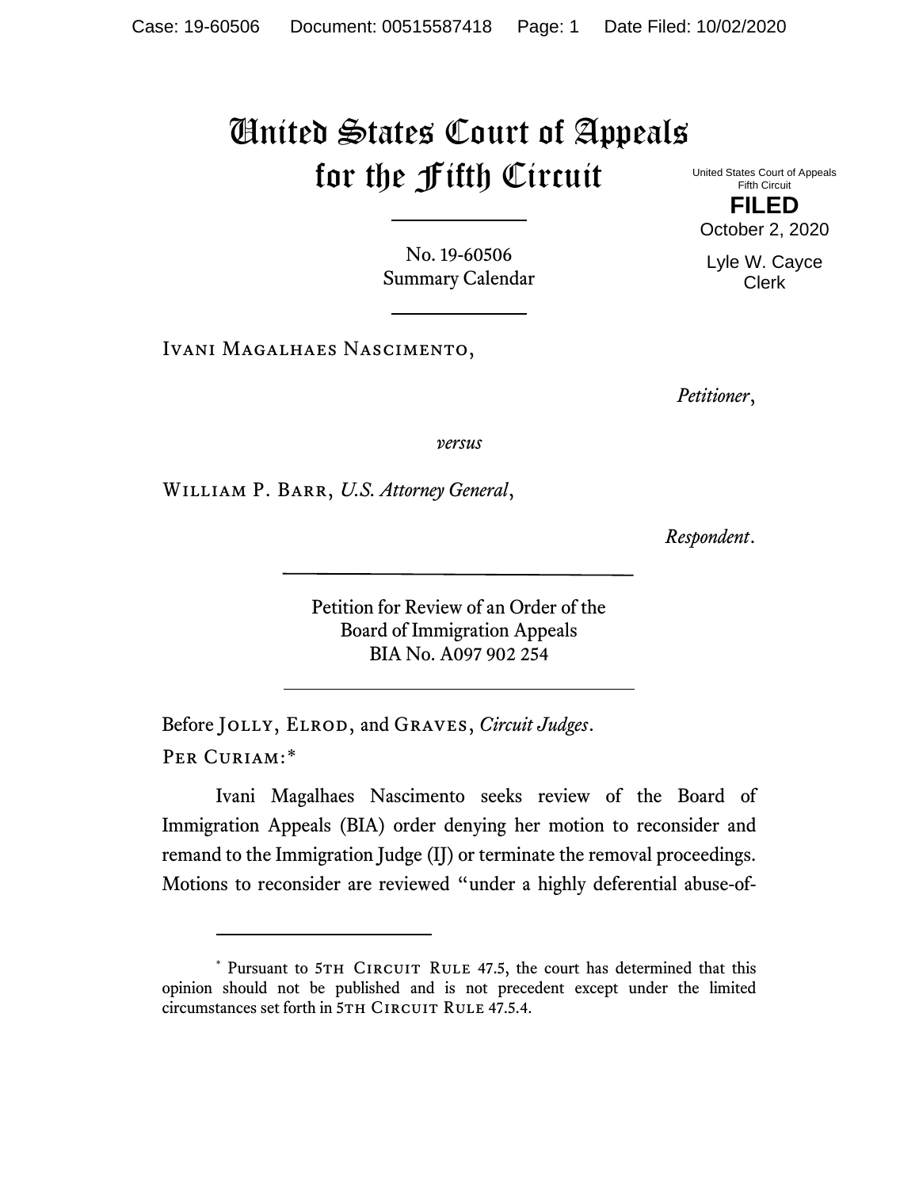# United States Court of Appeals for the Fifth Circuit

United States Court of Appeals
Fifth Circuit

**FILED**

October 2, 2020

Lyle W. Cayce
Clerk

No. 19-60506
Summary Calendar

Ivani Magalhaes Nascimento,

*Petitioner*,

*versus*

William P. Barr, *U.S. Attorney General*,

*Respondent*.

Petition for Review of an Order of the
Board of Immigration Appeals
BIA No. A097 902 254

Before Jolly, Elrod, and Graves, *Circuit Judges*.

Per Curiam:*

Ivani Magalhaes Nascimento seeks review of the Board of Immigration Appeals (BIA) order denying her motion to reconsider and remand to the Immigration Judge (IJ) or terminate the removal proceedings. Motions to reconsider are reviewed "under a highly deferential abuse-of-

---

* Pursuant to 5th Circuit Rule 47.5, the court has determined that this opinion should not be published and is not precedent except under the limited circumstances set forth in 5th Circuit Rule 47.5.4.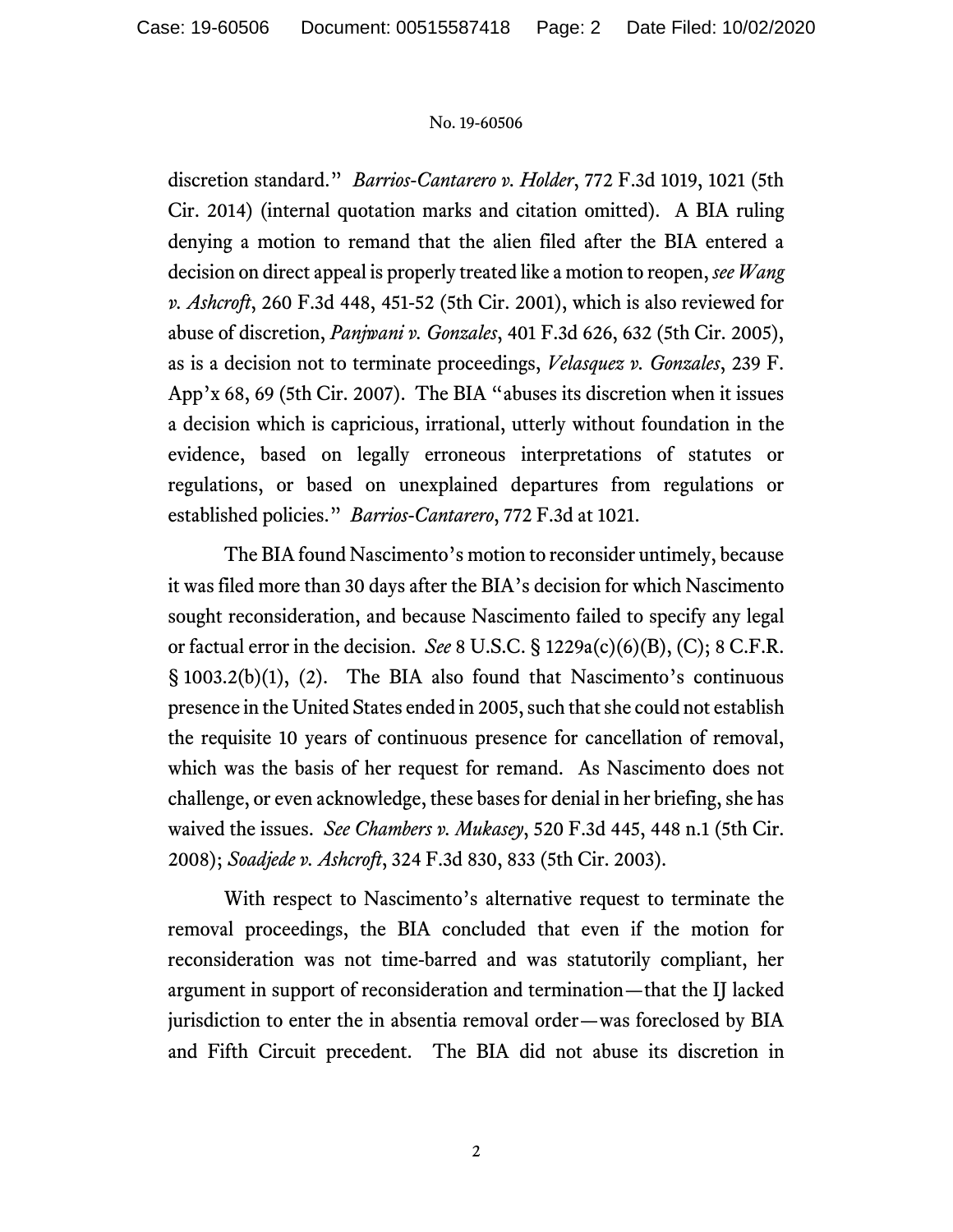discretion standard." *Barrios-Cantarero v. Holder*, 772 F.3d 1019, 1021 (5th Cir. 2014) (internal quotation marks and citation omitted). A BIA ruling denying a motion to remand that the alien filed after the BIA entered a decision on direct appeal is properly treated like a motion to reopen, *see Wang v. Ashcroft*, 260 F.3d 448, 451-52 (5th Cir. 2001), which is also reviewed for abuse of discretion, *Panjwani v. Gonzales*, 401 F.3d 626, 632 (5th Cir. 2005), as is a decision not to terminate proceedings, *Velasquez v. Gonzales*, 239 F. App'x 68, 69 (5th Cir. 2007). The BIA "abuses its discretion when it issues a decision which is capricious, irrational, utterly without foundation in the evidence, based on legally erroneous interpretations of statutes or regulations, or based on unexplained departures from regulations or established policies." *Barrios-Cantarero*, 772 F.3d at 1021.

The BIA found Nascimento's motion to reconsider untimely, because it was filed more than 30 days after the BIA's decision for which Nascimento sought reconsideration, and because Nascimento failed to specify any legal or factual error in the decision. *See* 8 U.S.C. § 1229a(c)(6)(B), (C); 8 C.F.R. § 1003.2(b)(1), (2). The BIA also found that Nascimento's continuous presence in the United States ended in 2005, such that she could not establish the requisite 10 years of continuous presence for cancellation of removal, which was the basis of her request for remand. As Nascimento does not challenge, or even acknowledge, these bases for denial in her briefing, she has waived the issues. *See Chambers v. Mukasey*, 520 F.3d 445, 448 n.1 (5th Cir. 2008); *Soadjede v. Ashcroft*, 324 F.3d 830, 833 (5th Cir. 2003).

With respect to Nascimento's alternative request to terminate the removal proceedings, the BIA concluded that even if the motion for reconsideration was not time-barred and was statutorily compliant, her argument in support of reconsideration and termination—that the IJ lacked jurisdiction to enter the in absentia removal order—was foreclosed by BIA and Fifth Circuit precedent. The BIA did not abuse its discretion in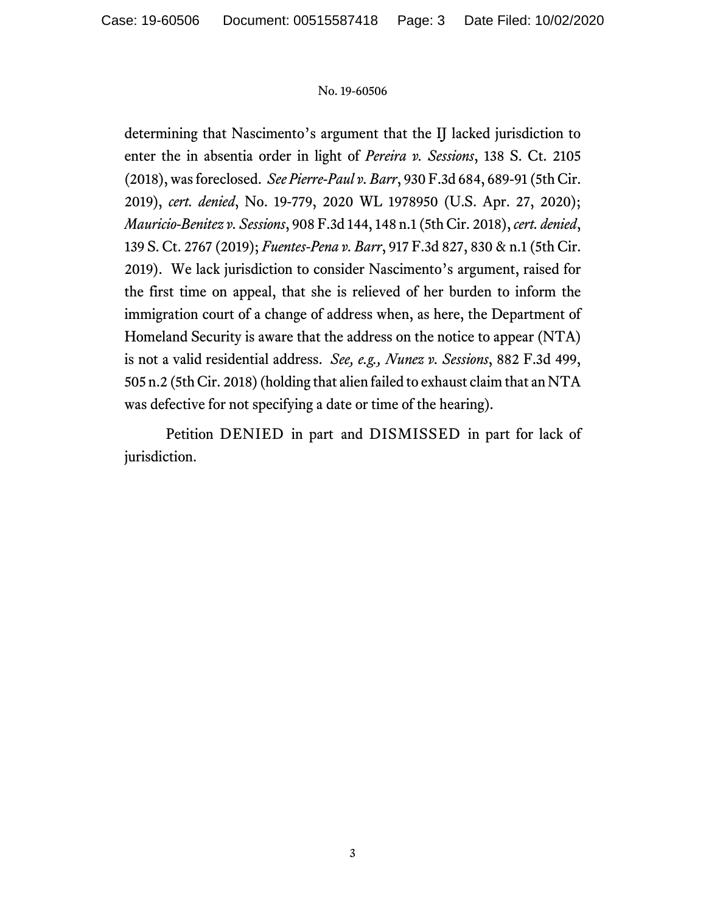determining that Nascimento's argument that the IJ lacked jurisdiction to enter the in absentia order in light of *Pereira v. Sessions*, 138 S. Ct. 2105 (2018), was foreclosed. *See Pierre-Paul v. Barr*, 930 F.3d 684, 689-91 (5th Cir. 2019), *cert. denied*, No. 19-779, 2020 WL 1978950 (U.S. Apr. 27, 2020); *Mauricio-Benitez v. Sessions*, 908 F.3d 144, 148 n.1 (5th Cir. 2018), *cert. denied*, 139 S. Ct. 2767 (2019); *Fuentes-Pena v. Barr*, 917 F.3d 827, 830 & n.1 (5th Cir. 2019). We lack jurisdiction to consider Nascimento's argument, raised for the first time on appeal, that she is relieved of her burden to inform the immigration court of a change of address when, as here, the Department of Homeland Security is aware that the address on the notice to appear (NTA) is not a valid residential address. *See, e.g., Nunez v. Sessions*, 882 F.3d 499, 505 n.2 (5th Cir. 2018) (holding that alien failed to exhaust claim that an NTA was defective for not specifying a date or time of the hearing).

Petition DENIED in part and DISMISSED in part for lack of jurisdiction.